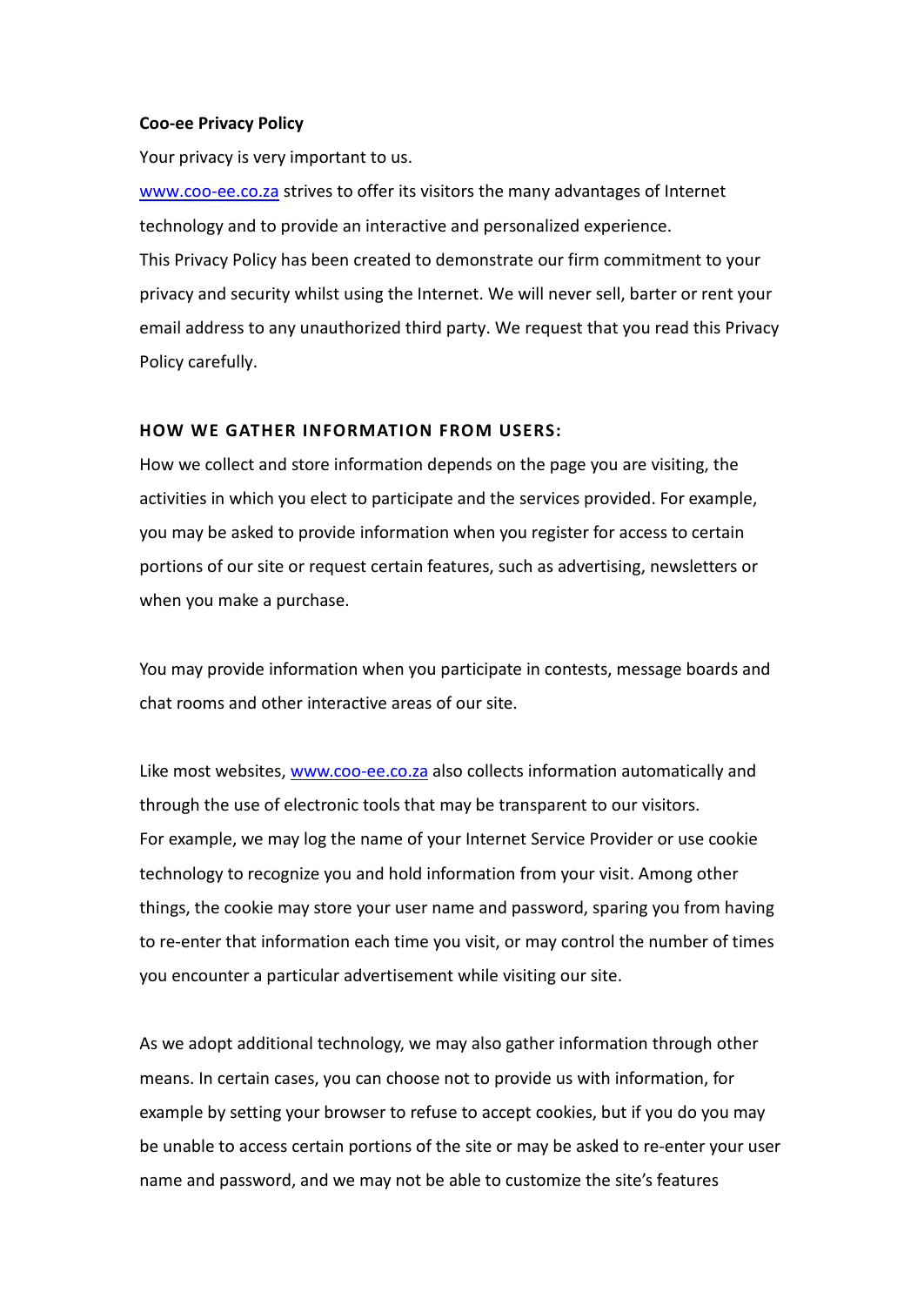**Coo-ee Privacy Policy**

Your privacy is very important to us.

[www.coo-ee.co.za](http://www.coo-ee.co.za) strives to offer its visitors the many advantages of Internet technology and to provide an interactive and personalized experience.

This Privacy Policy has been created to demonstrate our firm commitment to your privacy and security whilst using the Internet. We will never sell, barter or rent your email address to any unauthorized third party. We request that you read this Privacy Policy carefully.

## HOW WE GATHER INFORMATION FROM USERS:

How we collect and store information depends on the page you are visiting, the activities in which you elect to participate and the services provided. For example, you may be asked to provide information when you register for access to certain portions of our site or request certain features, such as advertising, newsletters or when you make a purchase.

You may provide information when you participate in contests, message boards and chat rooms and other interactive areas of our site.

Like most websites, [www.coo-ee.co.za](http://www.coo-ee.co.za) also collects information automatically and through the use of electronic tools that may be transparent to our visitors.

For example, we may log the name of your Internet Service Provider or use cookie technology to recognize you and hold information from your visit. Among other things, the cookie may store your user name and password, sparing you from having to re-enter that information each time you visit, or may control the number of times you encounter a particular advertisement while visiting our site.

As we adopt additional technology, we may also gather information through other means. In certain cases, you can choose not to provide us with information, for example by setting your browser to refuse to accept cookies, but if you do you may be unable to access certain portions of the site or may be asked to re-enter your user name and password, and we may not be able to customize the site's features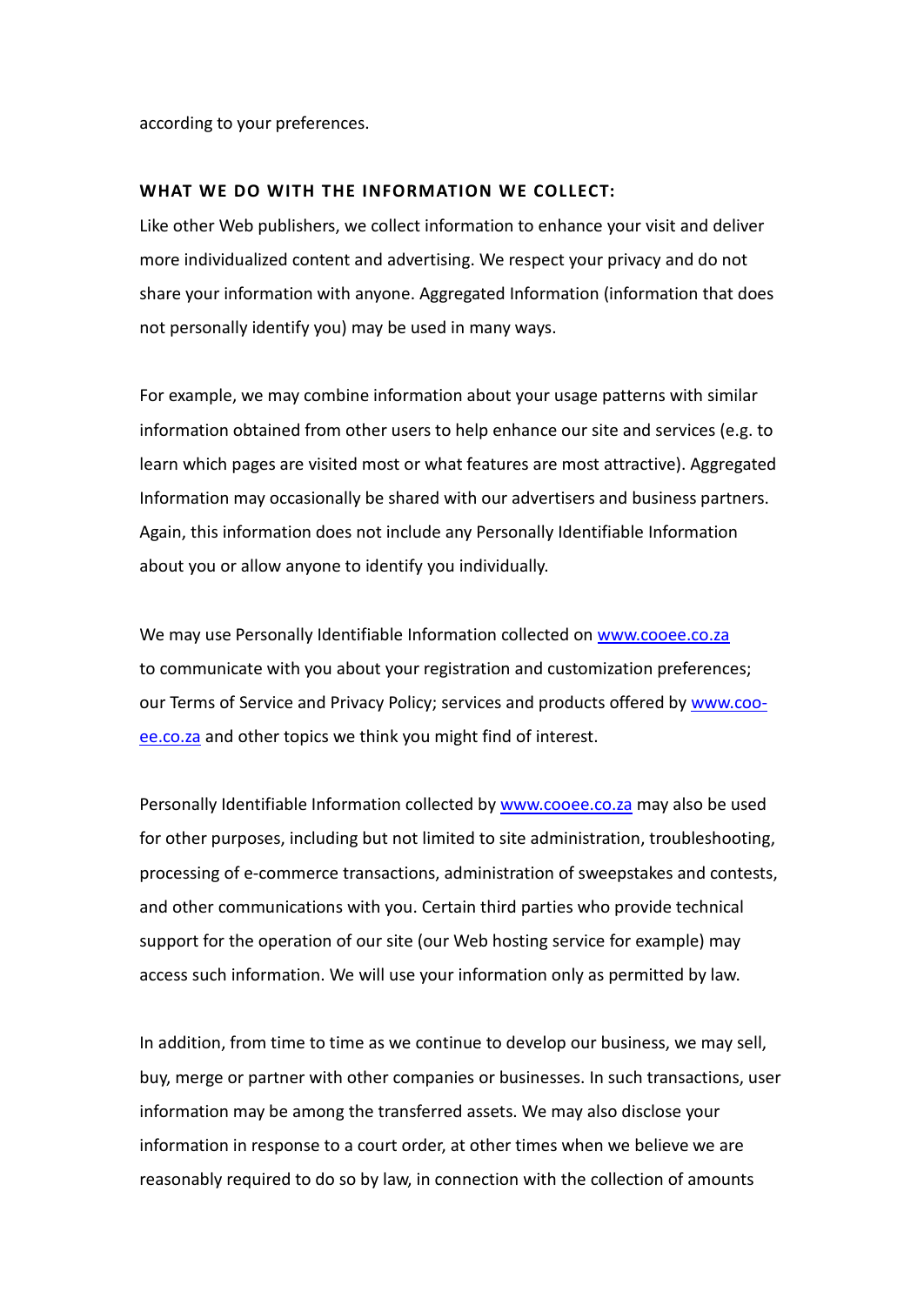according to your preferences.

**WHAT WE DO WITH THE INFORMATION WE COLLECT:**

Like other Web publishers, we collect information to enhance your visit and deliver more individualized content and advertising. We respect your privacy and do not share your information with anyone. Aggregated Information (information that does not personally identify you) may be used in many ways.

For example, we may combine information about your usage patterns with similar information obtained from other users to help enhance our site and services (e.g. to learn which pages are visited most or what features are most attractive). Aggregated Information may occasionally be shared with our advertisers and business partners. Again, this information does not include any Personally Identifiable Information about you or allow anyone to identify you individually.

We may use Personally Identifiable Information collected on [www.cooee.co.za](http://www.cooee.co.za) to communicate with you about your registration and customization preferences; our Terms of Service and Privacy Policy; services and products offered by [www.cooee.co.za](http://www.cooee.co.za) and other topics we think you might find of interest.

Personally Identifiable Information collected by [www.cooee.co.za](http://www.cooee.co.za) may also be used for other purposes, including but not limited to site administration, troubleshooting, processing of e-commerce transactions, administration of sweepstakes and contests, and other communications with you. Certain third parties who provide technical support for the operation of our site (our Web hosting service for example) may access such information. We will use your information only as permitted by law.

In addition, from time to time as we continue to develop our business, we may sell, buy, merge or partner with other companies or businesses. In such transactions, user information may be among the transferred assets. We may also disclose your information in response to a court order, at other times when we believe we are reasonably required to do so by law, in connection with the collection of amounts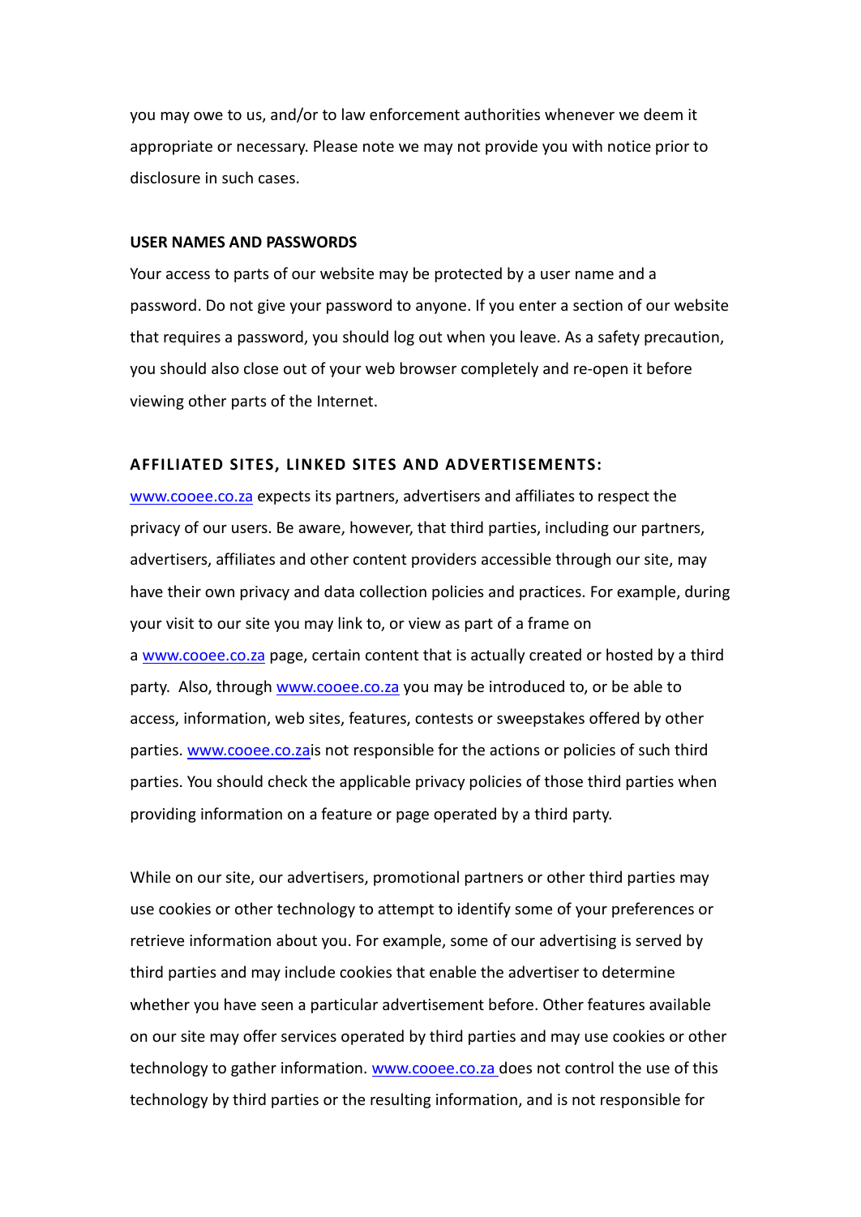you may owe to us, and/or to law enforcement authorities whenever we deem it appropriate or necessary. Please note we may not provide you with notice prior to disclosure in such cases.

**USER NAMES AND PASSWORDS**

Your access to parts of our website may be protected by a user name and a password. Do not give your password to anyone. If you enter a section of our website that requires a password, you should log out when you leave. As a safety precaution, you should also close out of your web browser completely and re-open it before viewing other parts of the Internet.

**AFFILIATED SITES, LINKED SITES AND ADVERTISEMENTS:**

www.cooee.co.za expects its partners, advertisers and affiliates to respect the privacy of our users. Be aware, however, that third parties, including our partners, advertisers, affiliates and other content providers accessible through our site, may have their own privacy and data collection policies and practices. For example, during your visit to our site you may link to, or view as part of a frame on a www.cooee.co.za page, certain content that is actually created or hosted by a third party. Also, through www.cooee.co.za you may be introduced to, or be able to access, information, web sites, features, contests or sweepstakes offered by other parties. www.cooee.co.zais not responsible for the actions or policies of such third parties. You should check the applicable privacy policies of those third parties when providing information on a feature or page operated by a third party.

While on our site, our advertisers, promotional partners or other third parties may use cookies or other technology to attempt to identify some of your preferences or retrieve information about you. For example, some of our advertising is served by third parties and may include cookies that enable the advertiser to determine whether you have seen a particular advertisement before. Other features available on our site may offer services operated by third parties and may use cookies or other technology to gather information. www.cooee.co.za does not control the use of this technology by third parties or the resulting information, and is not responsible for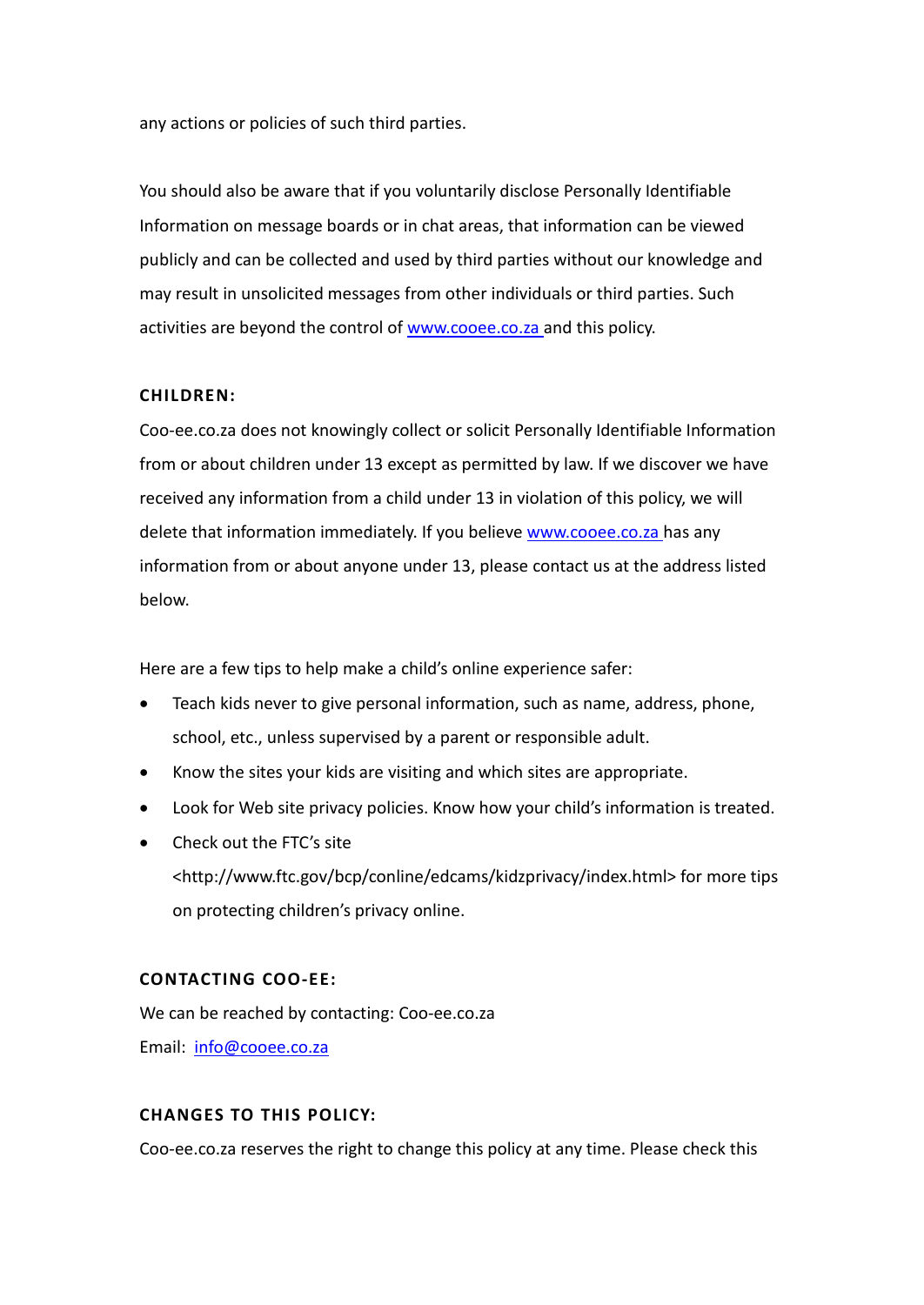any actions or policies of such third parties.

You should also be aware that if you voluntarily disclose Personally Identifiable Information on message boards or in chat areas, that information can be viewed publicly and can be collected and used by third parties without our knowledge and may result in unsolicited messages from other individuals or third parties. Such activities are beyond the control of www.cooee.co.za and this policy.

## CHILDREN:

Coo-ee.co.za does not knowingly collect or solicit Personally Identifiable Information from or about children under 13 except as permitted by law. If we discover we have received any information from a child under 13 in violation of this policy, we will delete that information immediately. If you believe www.cooee.co.za has any information from or about anyone under 13, please contact us at the address listed below.

Here are a few tips to help make a child's online experience safer:

- Teach kids never to give personal information, such as name, address, phone, school, etc., unless supervised by a parent or responsible adult.
- Know the sites your kids are visiting and which sites are appropriate.
- Look for Web site privacy policies. Know how your child's information is treated.
- Check out the FTC's site <http://www.ftc.gov/bcp/conline/edcams/kidzprivacy/index.html> for more tips on protecting children's privacy online.

## CONTACTING COO-EE:

We can be reached by contacting: Coo-ee.co.za

Email: info@cooee.co.za

## CHANGES TO THIS POLICY:

Coo-ee.co.za reserves the right to change this policy at any time. Please check this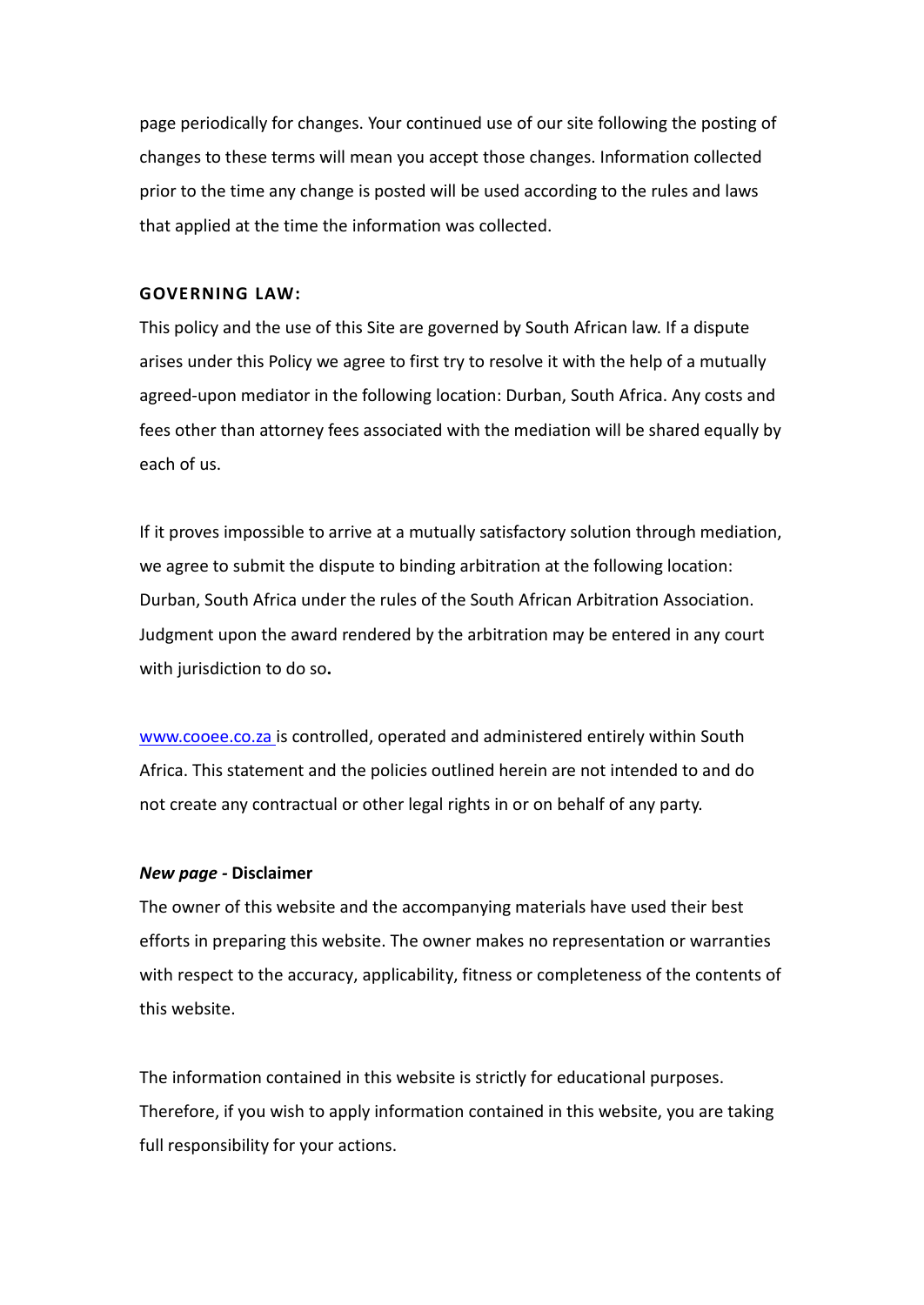page periodically for changes. Your continued use of our site following the posting of changes to these terms will mean you accept those changes. Information collected prior to the time any change is posted will be used according to the rules and laws that applied at the time the information was collected.

**GOVERNING LAW:**

This policy and the use of this Site are governed by South African law. If a dispute arises under this Policy we agree to first try to resolve it with the help of a mutually agreed-upon mediator in the following location: Durban, South Africa. Any costs and fees other than attorney fees associated with the mediation will be shared equally by each of us.

If it proves impossible to arrive at a mutually satisfactory solution through mediation, we agree to submit the dispute to binding arbitration at the following location: Durban, South Africa under the rules of the South African Arbitration Association. Judgment upon the award rendered by the arbitration may be entered in any court with jurisdiction to do so**.**

[www.cooee.co.za](http://www.cooee.co.za) is controlled, operated and administered entirely within South Africa. This statement and the policies outlined herein are not intended to and do not create any contractual or other legal rights in or on behalf of any party.

***New page* - Disclaimer**

The owner of this website and the accompanying materials have used their best efforts in preparing this website. The owner makes no representation or warranties with respect to the accuracy, applicability, fitness or completeness of the contents of this website.

The information contained in this website is strictly for educational purposes. Therefore, if you wish to apply information contained in this website, you are taking full responsibility for your actions.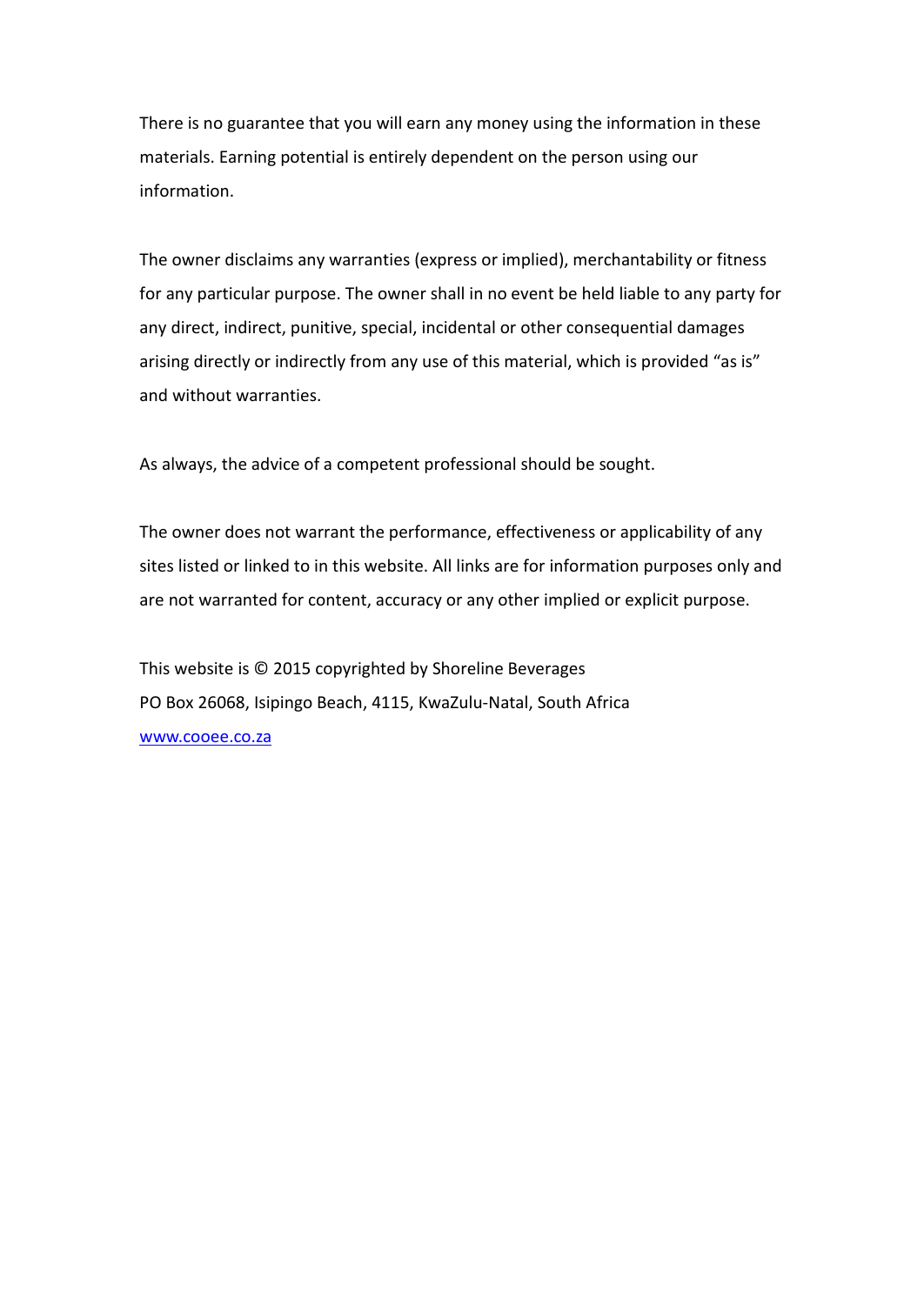There is no guarantee that you will earn any money using the information in these materials. Earning potential is entirely dependent on the person using our information.

The owner disclaims any warranties (express or implied), merchantability or fitness for any particular purpose. The owner shall in no event be held liable to any party for any direct, indirect, punitive, special, incidental or other consequential damages arising directly or indirectly from any use of this material, which is provided "as is" and without warranties.

As always, the advice of a competent professional should be sought.

The owner does not warrant the performance, effectiveness or applicability of any sites listed or linked to in this website. All links are for information purposes only and are not warranted for content, accuracy or any other implied or explicit purpose.

This website is © 2015 copyrighted by Shoreline Beverages
PO Box 26068, Isipingo Beach, 4115, KwaZulu-Natal, South Africa
[www.cooee.co.za](http://www.cooee.co.za)